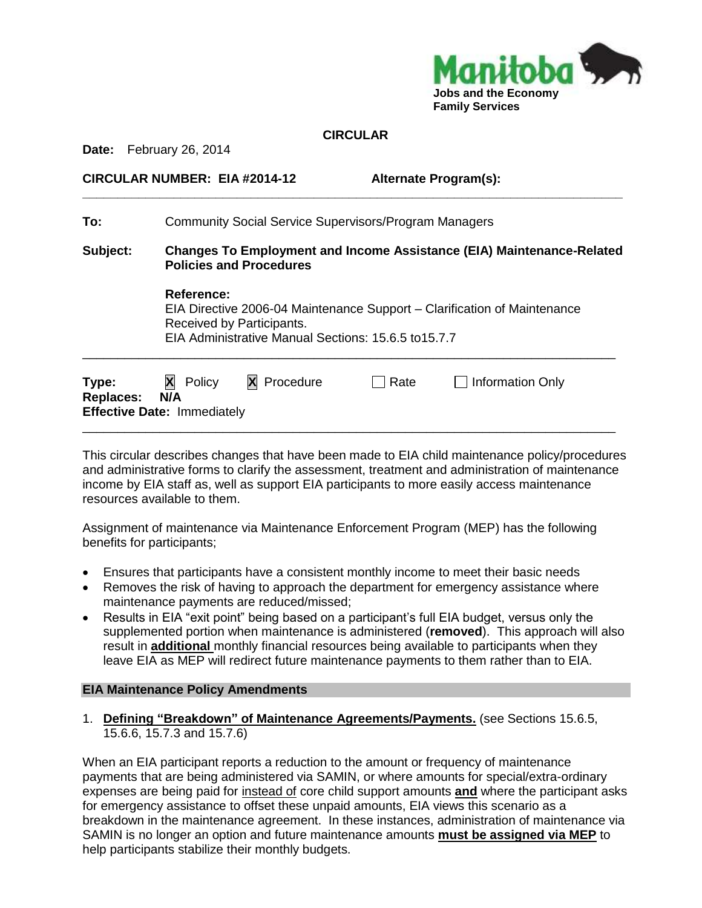Manitoba
Jobs and the Economy
Family Services

# CIRCULAR

**Date:** February 26, 2014

**CIRCULAR NUMBER: EIA #2014-12** **Alternate Program(s):**

---

**To:** Community Social Service Supervisors/Program Managers

**Subject:** **Changes To Employment and Income Assistance (EIA) Maintenance-Related Policies and Procedures**

**Reference:**
EIA Directive 2006-04 Maintenance Support – Clarification of Maintenance Received by Participants.
EIA Administrative Manual Sections: 15.6.5 to15.7.7

---

**Type:** ☒ Policy ☒ Procedure ☐ Rate ☐ Information Only
**Replaces:** **N/A**
**Effective Date:** Immediately

---

This circular describes changes that have been made to EIA child maintenance policy/procedures and administrative forms to clarify the assessment, treatment and administration of maintenance income by EIA staff as, well as support EIA participants to more easily access maintenance resources available to them.

Assignment of maintenance via Maintenance Enforcement Program (MEP) has the following benefits for participants;

- Ensures that participants have a consistent monthly income to meet their basic needs
- Removes the risk of having to approach the department for emergency assistance where maintenance payments are reduced/missed;
- Results in EIA "exit point" being based on a participant's full EIA budget, versus only the supplemented portion when maintenance is administered (**removed**). This approach will also result in **additional** monthly financial resources being available to participants when they leave EIA as MEP will redirect future maintenance payments to them rather than to EIA.

## EIA Maintenance Policy Amendments

1. **Defining "Breakdown" of Maintenance Agreements/Payments.** (see Sections 15.6.5, 15.6.6, 15.7.3 and 15.7.6)

When an EIA participant reports a reduction to the amount or frequency of maintenance payments that are being administered via SAMIN, or where amounts for special/extra-ordinary expenses are being paid for instead of core child support amounts **and** where the participant asks for emergency assistance to offset these unpaid amounts, EIA views this scenario as a breakdown in the maintenance agreement. In these instances, administration of maintenance via SAMIN is no longer an option and future maintenance amounts **must be assigned via MEP** to help participants stabilize their monthly budgets.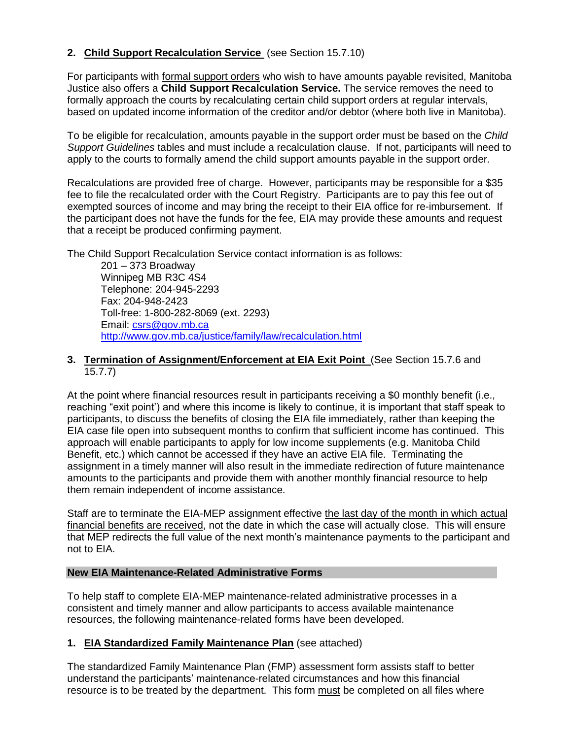**2. Child Support Recalculation Service** (see Section 15.7.10)

For participants with formal support orders who wish to have amounts payable revisited, Manitoba Justice also offers a **Child Support Recalculation Service.** The service removes the need to formally approach the courts by recalculating certain child support orders at regular intervals, based on updated income information of the creditor and/or debtor (where both live in Manitoba).

To be eligible for recalculation, amounts payable in the support order must be based on the *Child Support Guidelines* tables and must include a recalculation clause. If not, participants will need to apply to the courts to formally amend the child support amounts payable in the support order.

Recalculations are provided free of charge. However, participants may be responsible for a $35 fee to file the recalculated order with the Court Registry. Participants are to pay this fee out of exempted sources of income and may bring the receipt to their EIA office for re-imbursement. If the participant does not have the funds for the fee, EIA may provide these amounts and request that a receipt be produced confirming payment.

The Child Support Recalculation Service contact information is as follows:

201 – 373 Broadway
Winnipeg MB R3C 4S4
Telephone: 204-945-2293
Fax: 204-948-2423
Toll-free: 1-800-282-8069 (ext. 2293)
Email: csrs@gov.mb.ca
http://www.gov.mb.ca/justice/family/law/recalculation.html

**3. Termination of Assignment/Enforcement at EIA Exit Point** (See Section 15.7.6 and 15.7.7)

At the point where financial resources result in participants receiving a $0 monthly benefit (i.e., reaching "exit point') and where this income is likely to continue, it is important that staff speak to participants, to discuss the benefits of closing the EIA file immediately, rather than keeping the EIA case file open into subsequent months to confirm that sufficient income has continued. This approach will enable participants to apply for low income supplements (e.g. Manitoba Child Benefit, etc.) which cannot be accessed if they have an active EIA file. Terminating the assignment in a timely manner will also result in the immediate redirection of future maintenance amounts to the participants and provide them with another monthly financial resource to help them remain independent of income assistance.

Staff are to terminate the EIA-MEP assignment effective the last day of the month in which actual financial benefits are received, not the date in which the case will actually close. This will ensure that MEP redirects the full value of the next month's maintenance payments to the participant and not to EIA.

## New EIA Maintenance-Related Administrative Forms

To help staff to complete EIA-MEP maintenance-related administrative processes in a consistent and timely manner and allow participants to access available maintenance resources, the following maintenance-related forms have been developed.

**1. EIA Standardized Family Maintenance Plan** (see attached)

The standardized Family Maintenance Plan (FMP) assessment form assists staff to better understand the participants' maintenance-related circumstances and how this financial resource is to be treated by the department. This form must be completed on all files where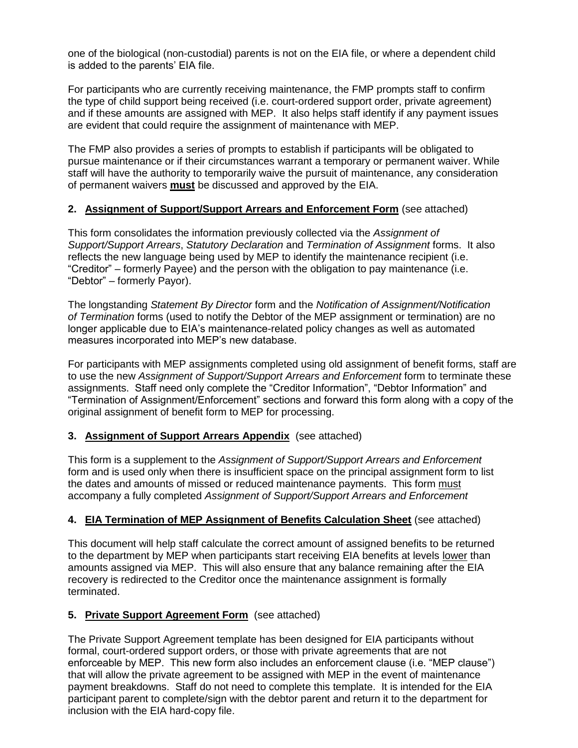one of the biological (non-custodial) parents is not on the EIA file, or where a dependent child is added to the parents' EIA file.

For participants who are currently receiving maintenance, the FMP prompts staff to confirm the type of child support being received (i.e. court-ordered support order, private agreement) and if these amounts are assigned with MEP. It also helps staff identify if any payment issues are evident that could require the assignment of maintenance with MEP.

The FMP also provides a series of prompts to establish if participants will be obligated to pursue maintenance or if their circumstances warrant a temporary or permanent waiver. While staff will have the authority to temporarily waive the pursuit of maintenance, any consideration of permanent waivers **must** be discussed and approved by the EIA.

**2. Assignment of Support/Support Arrears and Enforcement Form** (see attached)

This form consolidates the information previously collected via the *Assignment of Support/Support Arrears*, *Statutory Declaration* and *Termination of Assignment* forms. It also reflects the new language being used by MEP to identify the maintenance recipient (i.e. "Creditor" – formerly Payee) and the person with the obligation to pay maintenance (i.e. "Debtor" – formerly Payor).

The longstanding *Statement By Director* form and the *Notification of Assignment/Notification of Termination* forms (used to notify the Debtor of the MEP assignment or termination) are no longer applicable due to EIA's maintenance-related policy changes as well as automated measures incorporated into MEP's new database.

For participants with MEP assignments completed using old assignment of benefit forms, staff are to use the new *Assignment of Support/Support Arrears and Enforcement* form to terminate these assignments. Staff need only complete the "Creditor Information", "Debtor Information" and "Termination of Assignment/Enforcement" sections and forward this form along with a copy of the original assignment of benefit form to MEP for processing.

**3. Assignment of Support Arrears Appendix** (see attached)

This form is a supplement to the *Assignment of Support/Support Arrears and Enforcement* form and is used only when there is insufficient space on the principal assignment form to list the dates and amounts of missed or reduced maintenance payments. This form must accompany a fully completed *Assignment of Support/Support Arrears and Enforcement*

**4. EIA Termination of MEP Assignment of Benefits Calculation Sheet** (see attached)

This document will help staff calculate the correct amount of assigned benefits to be returned to the department by MEP when participants start receiving EIA benefits at levels lower than amounts assigned via MEP. This will also ensure that any balance remaining after the EIA recovery is redirected to the Creditor once the maintenance assignment is formally terminated.

**5. Private Support Agreement Form** (see attached)

The Private Support Agreement template has been designed for EIA participants without formal, court-ordered support orders, or those with private agreements that are not enforceable by MEP. This new form also includes an enforcement clause (i.e. "MEP clause") that will allow the private agreement to be assigned with MEP in the event of maintenance payment breakdowns. Staff do not need to complete this template. It is intended for the EIA participant parent to complete/sign with the debtor parent and return it to the department for inclusion with the EIA hard-copy file.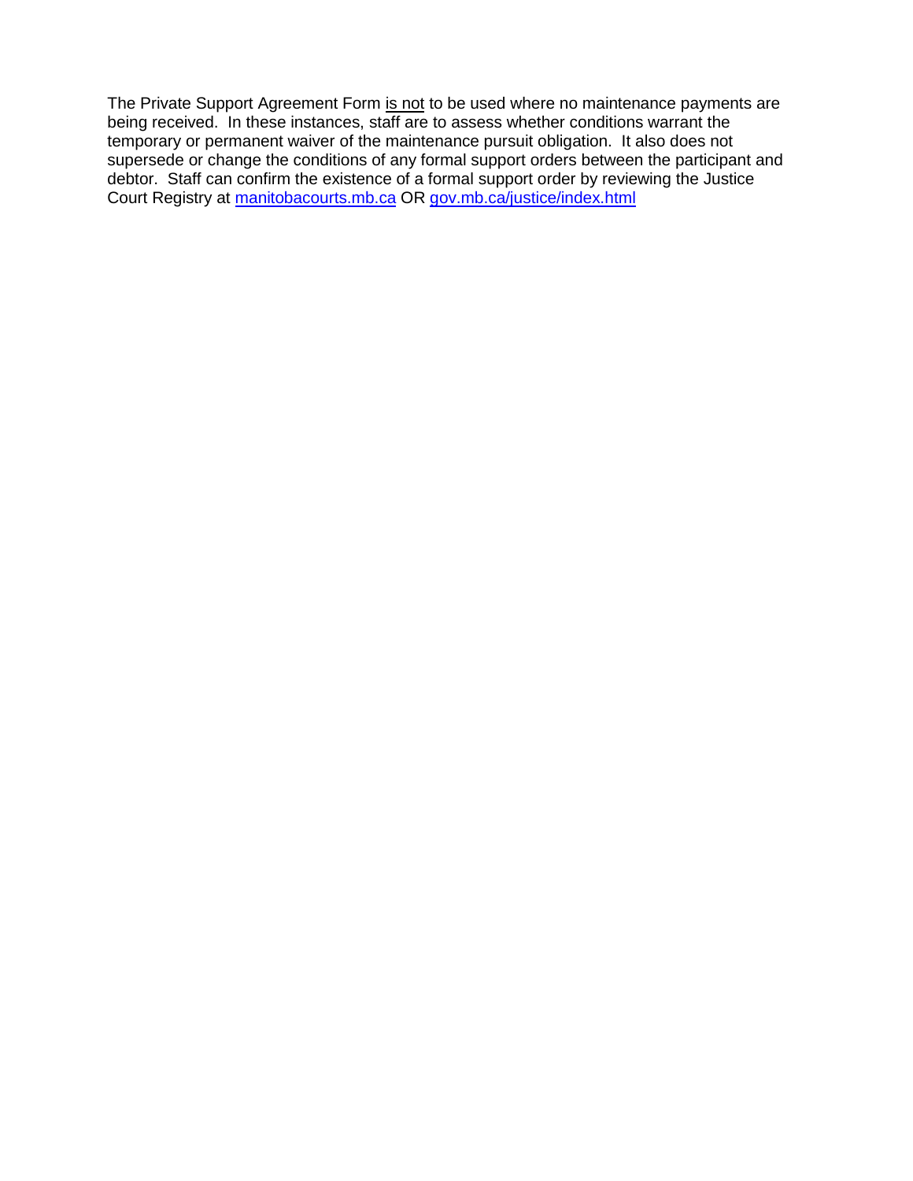The Private Support Agreement Form <u>is not</u> to be used where no maintenance payments are being received. In these instances, staff are to assess whether conditions warrant the temporary or permanent waiver of the maintenance pursuit obligation. It also does not supersede or change the conditions of any formal support orders between the participant and debtor. Staff can confirm the existence of a formal support order by reviewing the Justice Court Registry at [manitobacourts.mb.ca](manitobacourts.mb.ca) OR [gov.mb.ca/justice/index.html](gov.mb.ca/justice/index.html)